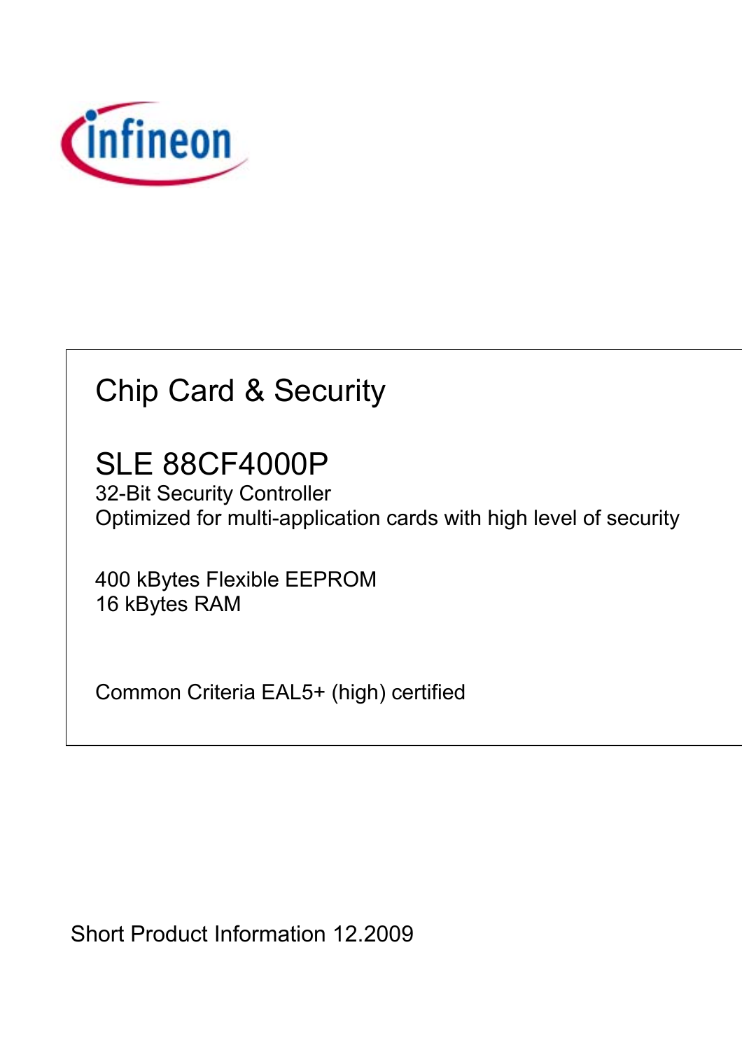# Chip Card & Security

## SLE 88CF4000P

32-Bit Security Controller
Optimized for multi-application cards with high level of security

400 kBytes Flexible EEPROM
16 kBytes RAM

Common Criteria EAL5+ (high) certified

Short Product Information 12.2009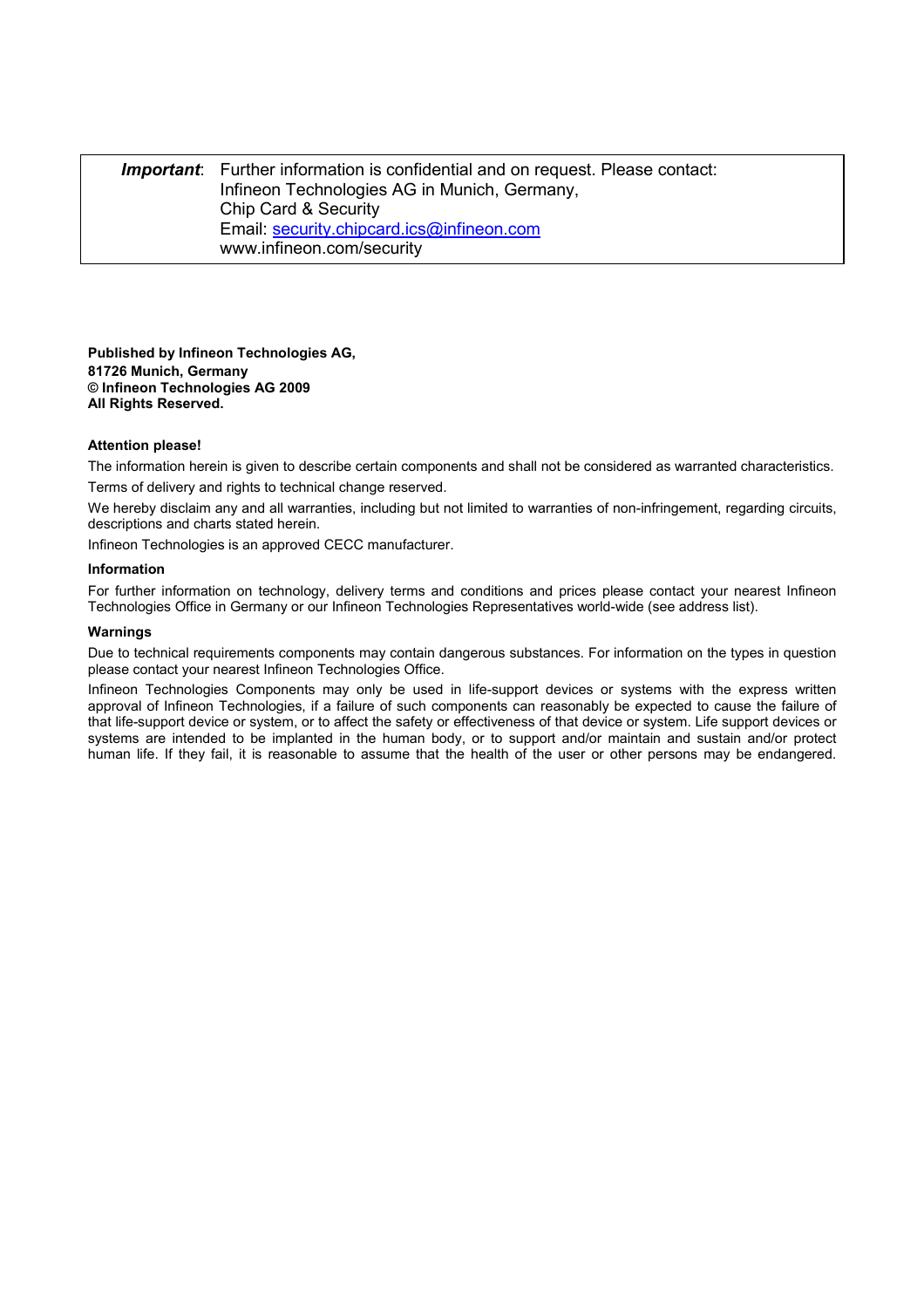| ***Important***: | Further information is confidential and on request. Please contact:<br>Infineon Technologies AG in Munich, Germany,<br>Chip Card & Security<br>Email: [security.chipcard.ics@infineon.com](mailto:security.chipcard.ics@infineon.com)<br>www.infineon.com/security |
|---|---|

**Published by Infineon Technologies AG,**
**81726 Munich, Germany**
**© Infineon Technologies AG 2009**
**All Rights Reserved.**

**Attention please!**

The information herein is given to describe certain components and shall not be considered as warranted characteristics.

Terms of delivery and rights to technical change reserved.

We hereby disclaim any and all warranties, including but not limited to warranties of non-infringement, regarding circuits, descriptions and charts stated herein.

Infineon Technologies is an approved CECC manufacturer.

**Information**

For further information on technology, delivery terms and conditions and prices please contact your nearest Infineon Technologies Office in Germany or our Infineon Technologies Representatives world-wide (see address list).

**Warnings**

Due to technical requirements components may contain dangerous substances. For information on the types in question please contact your nearest Infineon Technologies Office.

Infineon Technologies Components may only be used in life-support devices or systems with the express written approval of Infineon Technologies, if a failure of such components can reasonably be expected to cause the failure of that life-support device or system, or to affect the safety or effectiveness of that device or system. Life support devices or systems are intended to be implanted in the human body, or to support and/or maintain and sustain and/or protect human life. If they fail, it is reasonable to assume that the health of the user or other persons may be endangered.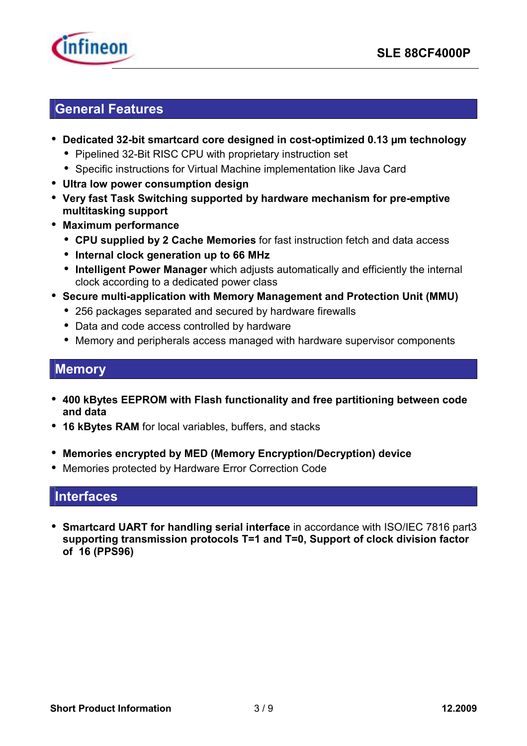## General Features

- **Dedicated 32-bit smartcard core designed in cost-optimized 0.13 µm technology**
  - Pipelined 32-Bit RISC CPU with proprietary instruction set
  - Specific instructions for Virtual Machine implementation like Java Card
- **Ultra low power consumption design**
- **Very fast Task Switching supported by hardware mechanism for pre-emptive multitasking support**
- **Maximum performance**
  - **CPU supplied by 2 Cache Memories** for fast instruction fetch and data access
  - **Internal clock generation up to 66 MHz**
  - **Intelligent Power Manager** which adjusts automatically and efficiently the internal clock according to a dedicated power class
- **Secure multi-application with Memory Management and Protection Unit (MMU)**
  - 256 packages separated and secured by hardware firewalls
  - Data and code access controlled by hardware
  - Memory and peripherals access managed with hardware supervisor components

## Memory

- **400 kBytes EEPROM with Flash functionality and free partitioning between code and data**
- **16 kBytes RAM** for local variables, buffers, and stacks

- **Memories encrypted by MED (Memory Encryption/Decryption) device**
- Memories protected by Hardware Error Correction Code

## Interfaces

- **Smartcard UART for handling serial interface** in accordance with ISO/IEC 7816 part3 **supporting transmission protocols T=1 and T=0, Support of clock division factor of 16 (PPS96)**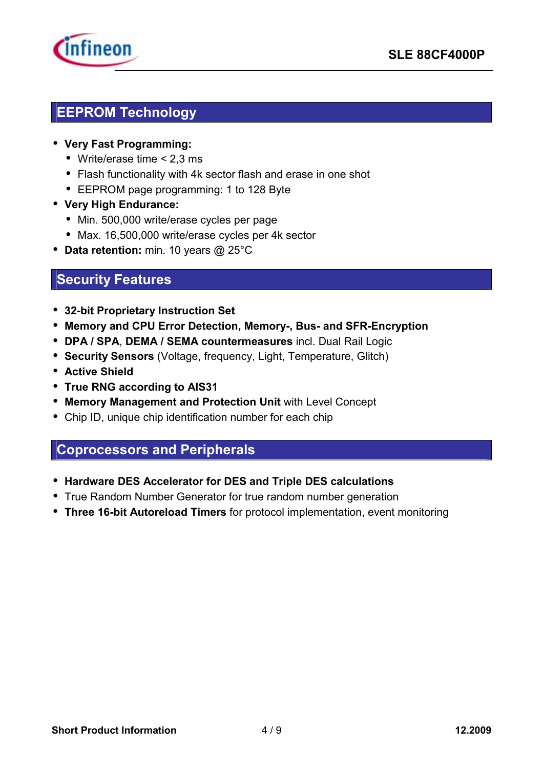## EEPROM Technology

- **Very Fast Programming:**
  - Write/erase time < 2,3 ms
  - Flash functionality with 4k sector flash and erase in one shot
  - EEPROM page programming: 1 to 128 Byte
- **Very High Endurance:**
  - Min. 500,000 write/erase cycles per page
  - Max. 16,500,000 write/erase cycles per 4k sector
- **Data retention:** min. 10 years @ 25°C

## Security Features

- **32-bit Proprietary Instruction Set**
- **Memory and CPU Error Detection, Memory-, Bus- and SFR-Encryption**
- **DPA / SPA**, **DEMA / SEMA countermeasures** incl. Dual Rail Logic
- **Security Sensors** (Voltage, frequency, Light, Temperature, Glitch)
- **Active Shield**
- **True RNG according to AIS31**
- **Memory Management and Protection Unit** with Level Concept
- Chip ID, unique chip identification number for each chip

## Coprocessors and Peripherals

- **Hardware DES Accelerator for DES and Triple DES calculations**
- True Random Number Generator for true random number generation
- **Three 16-bit Autoreload Timers** for protocol implementation, event monitoring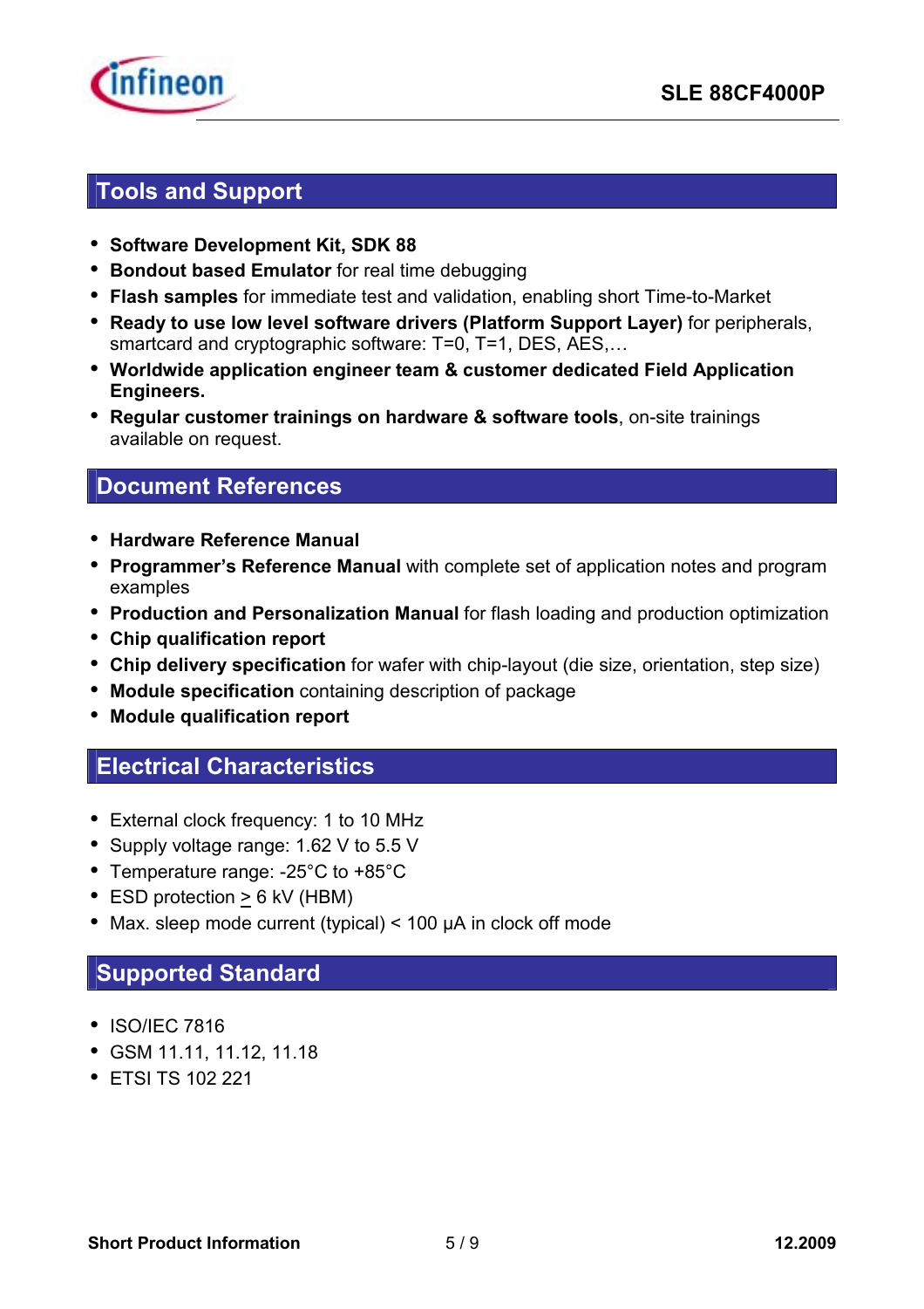## Tools and Support

- **Software Development Kit, SDK 88**
- **Bondout based Emulator** for real time debugging
- **Flash samples** for immediate test and validation, enabling short Time-to-Market
- **Ready to use low level software drivers (Platform Support Layer)** for peripherals, smartcard and cryptographic software: T=0, T=1, DES, AES,…
- **Worldwide application engineer team & customer dedicated Field Application Engineers.**
- **Regular customer trainings on hardware & software tools**, on-site trainings available on request.

## Document References

- **Hardware Reference Manual**
- **Programmer's Reference Manual** with complete set of application notes and program examples
- **Production and Personalization Manual** for flash loading and production optimization
- **Chip qualification report**
- **Chip delivery specification** for wafer with chip-layout (die size, orientation, step size)
- **Module specification** containing description of package
- **Module qualification report**

## Electrical Characteristics

- External clock frequency: 1 to 10 MHz
- Supply voltage range: 1.62 V to 5.5 V
- Temperature range: -25°C to +85°C
- ESD protection ≥ 6 kV (HBM)
- Max. sleep mode current (typical) < 100 µA in clock off mode

## Supported Standard

- ISO/IEC 7816
- GSM 11.11, 11.12, 11.18
- ETSI TS 102 221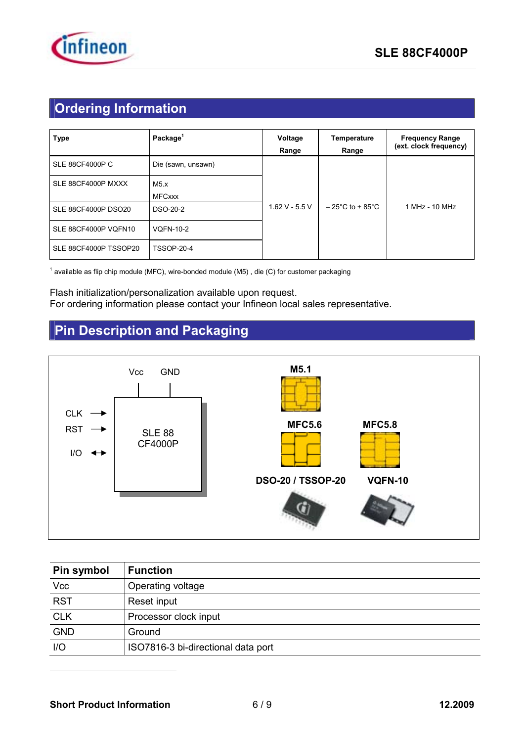## Ordering Information

| Type | Package[1] | Voltage Range | Temperature Range | Frequency Range (ext. clock frequency) |
|---|---|---|---|---|
| SLE 88CF4000P C | Die (sawn, unsawn) | 1.62 V - 5.5 V | – 25°C to + 85°C | 1 MHz - 10 MHz |
| SLE 88CF4000P MXXX | M5.x MFCxxx | | | |
| SLE 88CF4000P DSO20 | DSO-20-2 | | | |
| SLE 88CF4000P VQFN10 | VQFN-10-2 | | | |
| SLE 88CF4000P TSSOP20 | TSSOP-20-4 | | | |

[1] available as flip chip module (MFC), wire-bonded module (M5) , die (C) for customer packaging

Flash initialization/personalization available upon request.
For ordering information please contact your Infineon local sales representative.

## Pin Description and Packaging

Vcc GND

CLK →
RST →
I/O ↔

SLE 88 CF4000P

M5.1

MFC5.6 MFC5.8

DSO-20 / TSSOP-20 VQFN-10

| Pin symbol | Function |
|---|---|
| Vcc | Operating voltage |
| RST | Reset input |
| CLK | Processor clock input |
| GND | Ground |
| I/O | ISO7816-3 bi-directional data port |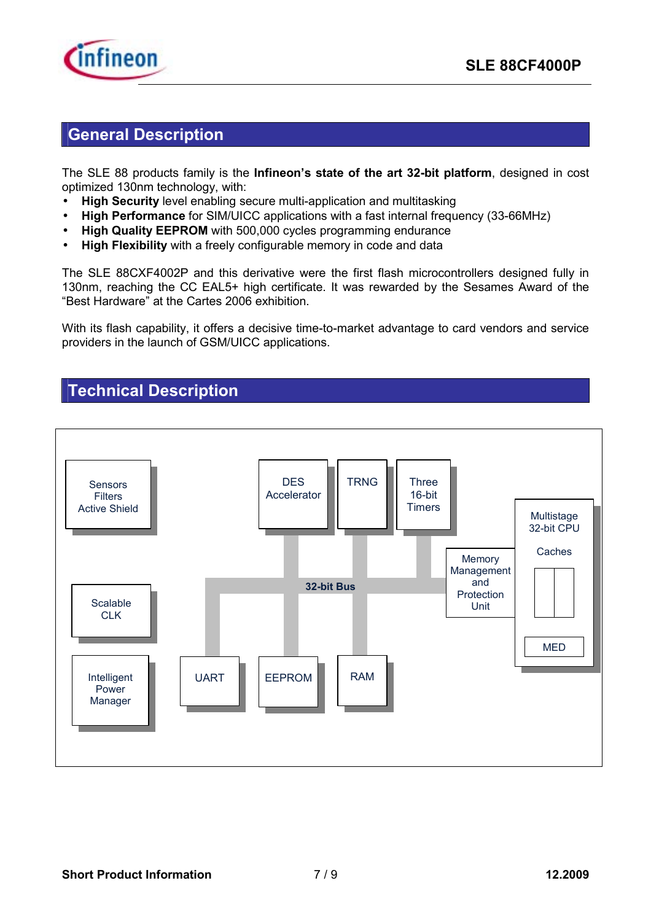## General Description

The SLE 88 products family is the **Infineon's state of the art 32-bit platform**, designed in cost optimized 130nm technology, with:

- **High Security** level enabling secure multi-application and multitasking
- **High Performance** for SIM/UICC applications with a fast internal frequency (33-66MHz)
- **High Quality EEPROM** with 500,000 cycles programming endurance
- **High Flexibility** with a freely configurable memory in code and data

The SLE 88CXF4002P and this derivative were the first flash microcontrollers designed fully in 130nm, reaching the CC EAL5+ high certificate. It was rewarded by the Sesames Award of the "Best Hardware" at the Cartes 2006 exhibition.

With its flash capability, it offers a decisive time-to-market advantage to card vendors and service providers in the launch of GSM/UICC applications.

## Technical Description

Sensors
Filters
Active Shield

DES Accelerator

TRNG

Three 16-bit Timers

Multistage 32-bit CPU

Caches

MED

Memory Management and Protection Unit

32-bit Bus

Scalable CLK

Intelligent Power Manager

UART

EEPROM

RAM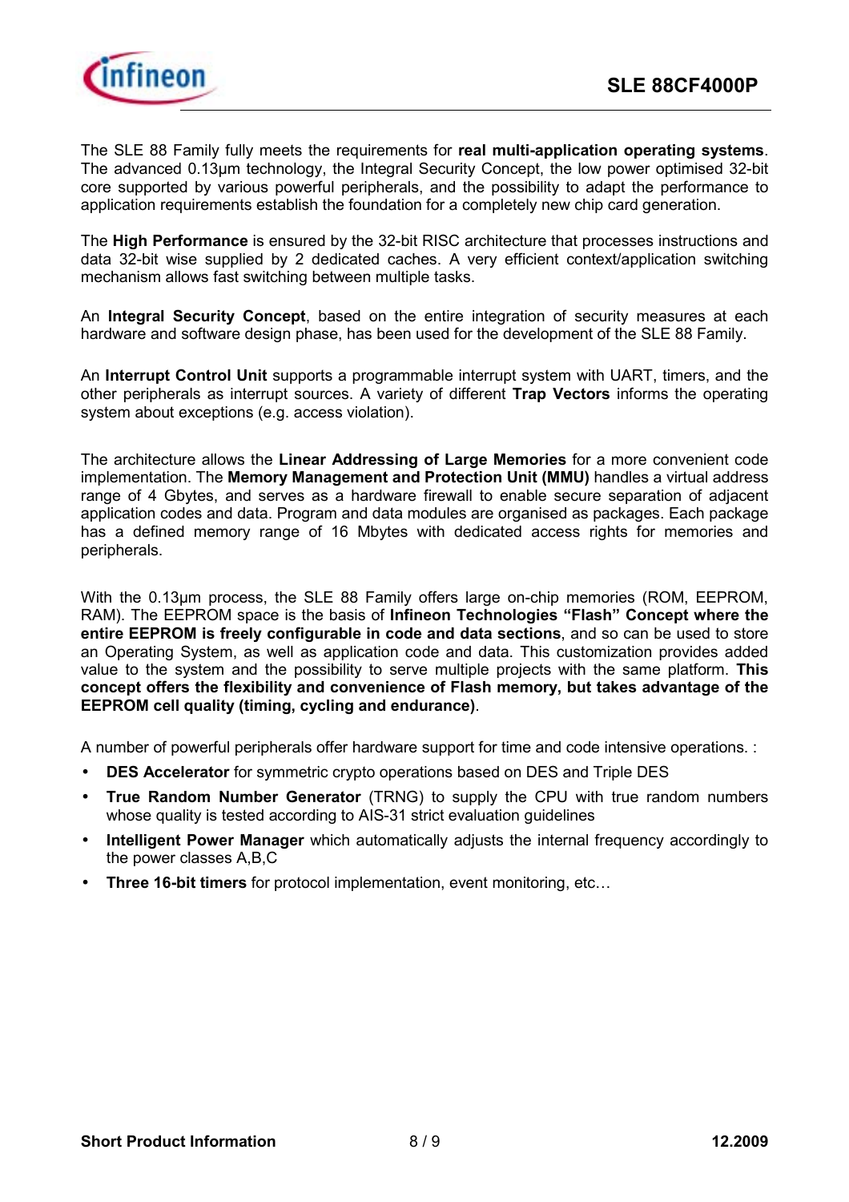The SLE 88 Family fully meets the requirements for **real multi-application operating systems**. The advanced 0.13µm technology, the Integral Security Concept, the low power optimised 32-bit core supported by various powerful peripherals, and the possibility to adapt the performance to application requirements establish the foundation for a completely new chip card generation.

The **High Performance** is ensured by the 32-bit RISC architecture that processes instructions and data 32-bit wise supplied by 2 dedicated caches. A very efficient context/application switching mechanism allows fast switching between multiple tasks.

An **Integral Security Concept**, based on the entire integration of security measures at each hardware and software design phase, has been used for the development of the SLE 88 Family.

An **Interrupt Control Unit** supports a programmable interrupt system with UART, timers, and the other peripherals as interrupt sources. A variety of different **Trap Vectors** informs the operating system about exceptions (e.g. access violation).

The architecture allows the **Linear Addressing of Large Memories** for a more convenient code implementation. The **Memory Management and Protection Unit (MMU)** handles a virtual address range of 4 Gbytes, and serves as a hardware firewall to enable secure separation of adjacent application codes and data. Program and data modules are organised as packages. Each package has a defined memory range of 16 Mbytes with dedicated access rights for memories and peripherals.

With the 0.13µm process, the SLE 88 Family offers large on-chip memories (ROM, EEPROM, RAM). The EEPROM space is the basis of **Infineon Technologies "Flash" Concept where the entire EEPROM is freely configurable in code and data sections**, and so can be used to store an Operating System, as well as application code and data. This customization provides added value to the system and the possibility to serve multiple projects with the same platform. **This concept offers the flexibility and convenience of Flash memory, but takes advantage of the EEPROM cell quality (timing, cycling and endurance)**.

A number of powerful peripherals offer hardware support for time and code intensive operations. :

- **DES Accelerator** for symmetric crypto operations based on DES and Triple DES
- **True Random Number Generator** (TRNG) to supply the CPU with true random numbers whose quality is tested according to AIS-31 strict evaluation guidelines
- **Intelligent Power Manager** which automatically adjusts the internal frequency accordingly to the power classes A,B,C
- **Three 16-bit timers** for protocol implementation, event monitoring, etc…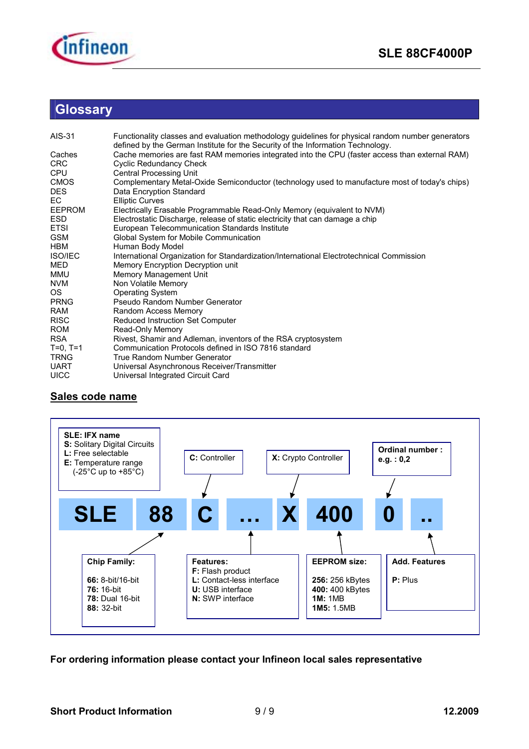## Glossary

| | |
|---|---|
| AIS-31 | Functionality classes and evaluation methodology guidelines for physical random number generators defined by the German Institute for the Security of the Information Technology. |
| Caches | Cache memories are fast RAM memories integrated into the CPU (faster access than external RAM) |
| CRC | Cyclic Redundancy Check |
| CPU | Central Processing Unit |
| CMOS | Complementary Metal-Oxide Semiconductor (technology used to manufacture most of today's chips) |
| DES | Data Encryption Standard |
| EC | Elliptic Curves |
| EEPROM | Electrically Erasable Programmable Read-Only Memory (equivalent to NVM) |
| ESD | Electrostatic Discharge, release of static electricity that can damage a chip |
| ETSI | European Telecommunication Standards Institute |
| GSM | Global System for Mobile Communication |
| HBM | Human Body Model |
| ISO/IEC | International Organization for Standardization/International Electrotechnical Commission |
| MED | Memory Encryption Decryption unit |
| MMU | Memory Management Unit |
| NVM | Non Volatile Memory |
| OS | Operating System |
| PRNG | Pseudo Random Number Generator |
| RAM | Random Access Memory |
| RISC | Reduced Instruction Set Computer |
| ROM | Read-Only Memory |
| RSA | Rivest, Shamir and Adleman, inventors of the RSA cryptosystem |
| T=0, T=1 | Communication Protocols defined in ISO 7816 standard |
| TRNG | True Random Number Generator |
| UART | Universal Asynchronous Receiver/Transmitter |
| UICC | Universal Integrated Circuit Card |

### Sales code name

**SLE: IFX name**
**S:** Solitary Digital Circuits
**L:** Free selectable
**E:** Temperature range (-25°C up to +85°C)

**C:** Controller

**X:** Crypto Controller

**Ordinal number :**
**e.g. : 0,2**

**SLE** | **88** | **C** | **…** | **X** | **400** | **0** | **..**

**Chip Family:**
**66:** 8-bit/16-bit
**76:** 16-bit
**78:** Dual 16-bit
**88:** 32-bit

**Features:**
**F:** Flash product
**L:** Contact-less interface
**U:** USB interface
**N:** SWP interface

**EEPROM size:**
**256:** 256 kBytes
**400:** 400 kBytes
**1M:** 1MB
**1M5:** 1.5MB

**Add. Features**
**P:** Plus

**For ordering information please contact your Infineon local sales representative**